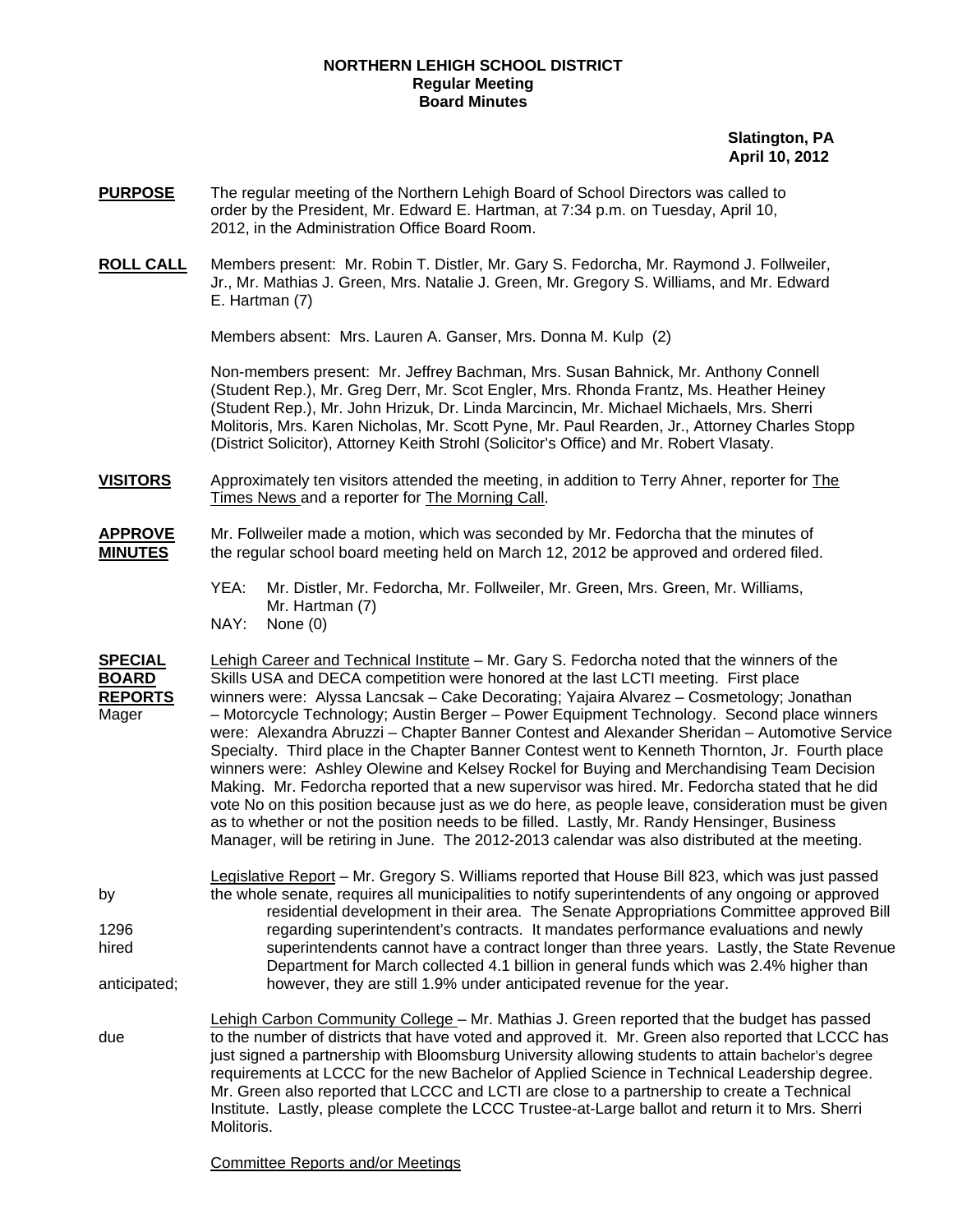**NORTHERN LEHIGH SCHOOL DISTRICT**
**Regular Meeting**
**Board Minutes**

**Slatington, PA**
**April 10, 2012**

**PURPOSE** The regular meeting of the Northern Lehigh Board of School Directors was called to order by the President, Mr. Edward E. Hartman, at 7:34 p.m. on Tuesday, April 10, 2012, in the Administration Office Board Room.

**ROLL CALL** Members present: Mr. Robin T. Distler, Mr. Gary S. Fedorcha, Mr. Raymond J. Follweiler, Jr., Mr. Mathias J. Green, Mrs. Natalie J. Green, Mr. Gregory S. Williams, and Mr. Edward E. Hartman (7)

Members absent: Mrs. Lauren A. Ganser, Mrs. Donna M. Kulp (2)

Non-members present: Mr. Jeffrey Bachman, Mrs. Susan Bahnick, Mr. Anthony Connell (Student Rep.), Mr. Greg Derr, Mr. Scot Engler, Mrs. Rhonda Frantz, Ms. Heather Heiney (Student Rep.), Mr. John Hrizuk, Dr. Linda Marcincin, Mr. Michael Michaels, Mrs. Sherri Molitoris, Mrs. Karen Nicholas, Mr. Scott Pyne, Mr. Paul Rearden, Jr., Attorney Charles Stopp (District Solicitor), Attorney Keith Strohl (Solicitor's Office) and Mr. Robert Vlasaty.

**VISITORS** Approximately ten visitors attended the meeting, in addition to Terry Ahner, reporter for The Times News and a reporter for The Morning Call.

**APPROVE MINUTES** Mr. Follweiler made a motion, which was seconded by Mr. Fedorcha that the minutes of the regular school board meeting held on March 12, 2012 be approved and ordered filed.

YEA: Mr. Distler, Mr. Fedorcha, Mr. Follweiler, Mr. Green, Mrs. Green, Mr. Williams, Mr. Hartman (7)
NAY: None (0)

**SPECIAL BOARD REPORTS** Lehigh Career and Technical Institute – Mr. Gary S. Fedorcha noted that the winners of the Skills USA and DECA competition were honored at the last LCTI meeting. First place winners were: Alyssa Lancsak – Cake Decorating; Yajaira Alvarez – Cosmetology; Jonathan Mager – Motorcycle Technology; Austin Berger – Power Equipment Technology. Second place winners were: Alexandra Abruzzi – Chapter Banner Contest and Alexander Sheridan – Automotive Service Specialty. Third place in the Chapter Banner Contest went to Kenneth Thornton, Jr. Fourth place winners were: Ashley Olewine and Kelsey Rockel for Buying and Merchandising Team Decision Making. Mr. Fedorcha reported that a new supervisor was hired. Mr. Fedorcha stated that he did vote No on this position because just as we do here, as people leave, consideration must be given as to whether or not the position needs to be filled. Lastly, Mr. Randy Hensinger, Business Manager, will be retiring in June. The 2012-2013 calendar was also distributed at the meeting.

Legislative Report – Mr. Gregory S. Williams reported that House Bill 823, which was just passed by the whole senate, requires all municipalities to notify superintendents of any ongoing or approved residential development in their area. The Senate Appropriations Committee approved Bill 1296 regarding superintendent's contracts. It mandates performance evaluations and newly hired superintendents cannot have a contract longer than three years. Lastly, the State Revenue Department for March collected 4.1 billion in general funds which was 2.4% higher than anticipated; however, they are still 1.9% under anticipated revenue for the year.

Lehigh Carbon Community College – Mr. Mathias J. Green reported that the budget has passed due to the number of districts that have voted and approved it. Mr. Green also reported that LCCC has just signed a partnership with Bloomsburg University allowing students to attain bachelor's degree requirements at LCCC for the new Bachelor of Applied Science in Technical Leadership degree. Mr. Green also reported that LCCC and LCTI are close to a partnership to create a Technical Institute. Lastly, please complete the LCCC Trustee-at-Large ballot and return it to Mrs. Sherri Molitoris.

Committee Reports and/or Meetings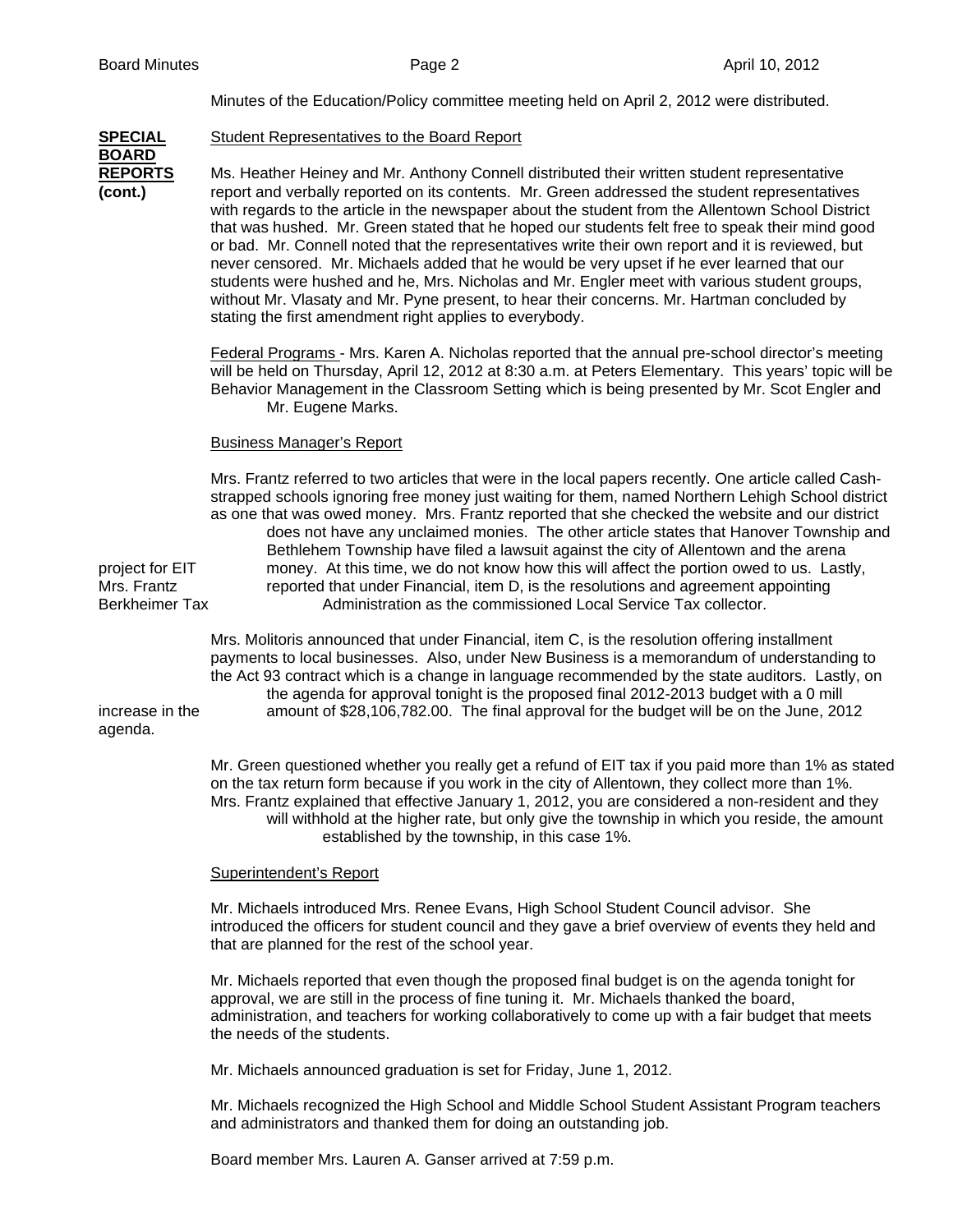Minutes of the Education/Policy committee meeting held on April 2, 2012 were distributed.

**SPECIAL BOARD REPORTS (cont.)**

Student Representatives to the Board Report

Ms. Heather Heiney and Mr. Anthony Connell distributed their written student representative report and verbally reported on its contents. Mr. Green addressed the student representatives with regards to the article in the newspaper about the student from the Allentown School District that was hushed. Mr. Green stated that he hoped our students felt free to speak their mind good or bad. Mr. Connell noted that the representatives write their own report and it is reviewed, but never censored. Mr. Michaels added that he would be very upset if he ever learned that our students were hushed and he, Mrs. Nicholas and Mr. Engler meet with various student groups, without Mr. Vlasaty and Mr. Pyne present, to hear their concerns. Mr. Hartman concluded by stating the first amendment right applies to everybody.

Federal Programs - Mrs. Karen A. Nicholas reported that the annual pre-school director's meeting will be held on Thursday, April 12, 2012 at 8:30 a.m. at Peters Elementary. This years' topic will be Behavior Management in the Classroom Setting which is being presented by Mr. Scot Engler and Mr. Eugene Marks.

Business Manager's Report

Mrs. Frantz referred to two articles that were in the local papers recently. One article called Cash-strapped schools ignoring free money just waiting for them, named Northern Lehigh School district as one that was owed money. Mrs. Frantz reported that she checked the website and our district does not have any unclaimed monies. The other article states that Hanover Township and Bethlehem Township have filed a lawsuit against the city of Allentown and the arena project for EIT money. At this time, we do not know how this will affect the portion owed to us. Lastly, Mrs. Frantz reported that under Financial, item D, is the resolutions and agreement appointing Berkheimer Tax Administration as the commissioned Local Service Tax collector.

Mrs. Molitoris announced that under Financial, item C, is the resolution offering installment payments to local businesses. Also, under New Business is a memorandum of understanding to the Act 93 contract which is a change in language recommended by the state auditors. Lastly, on the agenda for approval tonight is the proposed final 2012-2013 budget with a 0 mill increase in the amount of $28,106,782.00. The final approval for the budget will be on the June, 2012 agenda.

Mr. Green questioned whether you really get a refund of EIT tax if you paid more than 1% as stated on the tax return form because if you work in the city of Allentown, they collect more than 1%. Mrs. Frantz explained that effective January 1, 2012, you are considered a non-resident and they will withhold at the higher rate, but only give the township in which you reside, the amount established by the township, in this case 1%.

Superintendent's Report

Mr. Michaels introduced Mrs. Renee Evans, High School Student Council advisor. She introduced the officers for student council and they gave a brief overview of events they held and that are planned for the rest of the school year.

Mr. Michaels reported that even though the proposed final budget is on the agenda tonight for approval, we are still in the process of fine tuning it. Mr. Michaels thanked the board, administration, and teachers for working collaboratively to come up with a fair budget that meets the needs of the students.

Mr. Michaels announced graduation is set for Friday, June 1, 2012.

Mr. Michaels recognized the High School and Middle School Student Assistant Program teachers and administrators and thanked them for doing an outstanding job.

Board member Mrs. Lauren A. Ganser arrived at 7:59 p.m.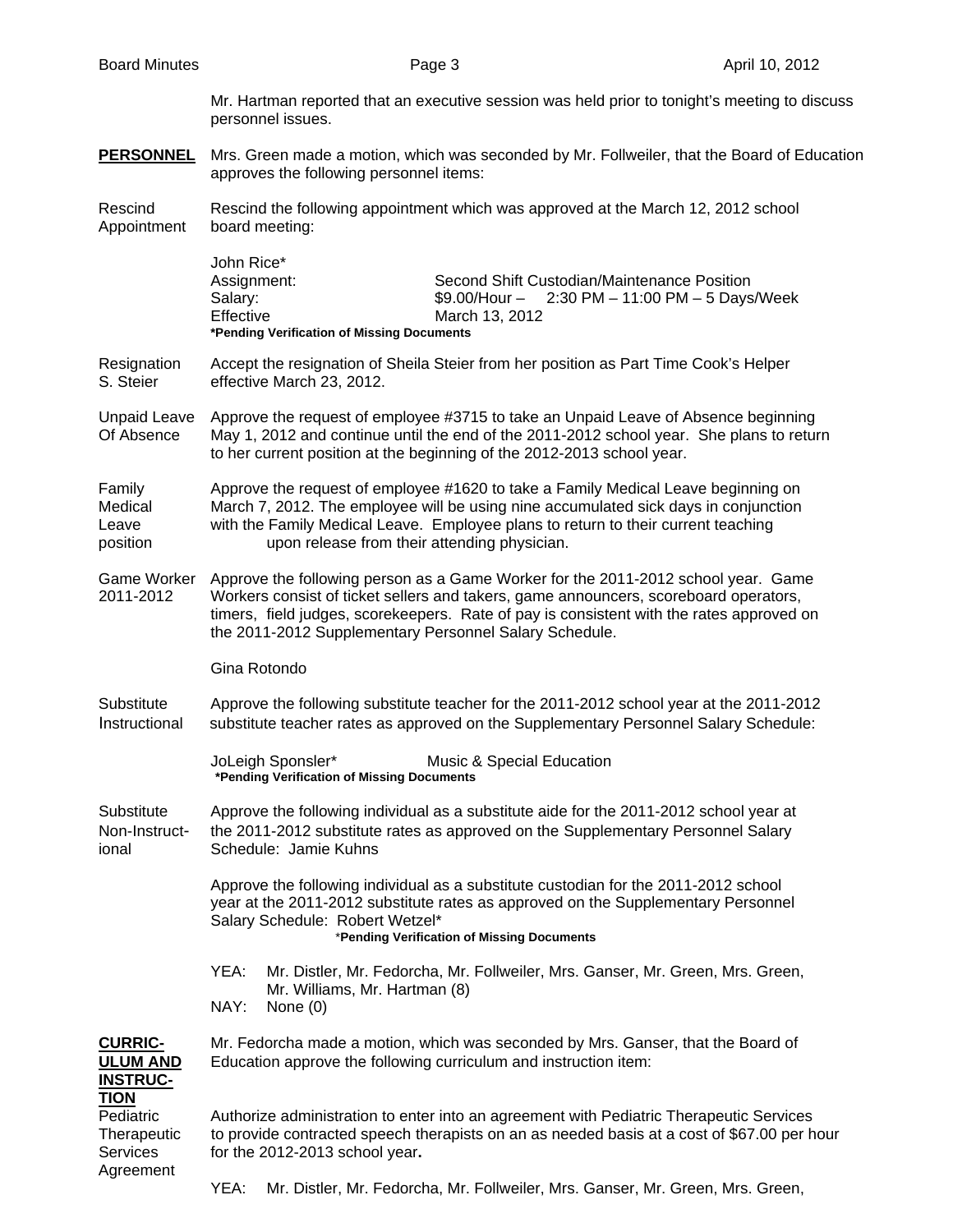Mr. Hartman reported that an executive session was held prior to tonight's meeting to discuss personnel issues.

**PERSONNEL** Mrs. Green made a motion, which was seconded by Mr. Follweiler, that the Board of Education approves the following personnel items:

Rescind Appointment — Rescind the following appointment which was approved at the March 12, 2012 school board meeting:

John Rice*
Assignment: Second Shift Custodian/Maintenance Position
Salary: $9.00/Hour – 2:30 PM – 11:00 PM – 5 Days/Week
Effective March 13, 2012
***Pending Verification of Missing Documents**

Resignation S. Steier — Accept the resignation of Sheila Steier from her position as Part Time Cook's Helper effective March 23, 2012.

Unpaid Leave Of Absence — Approve the request of employee #3715 to take an Unpaid Leave of Absence beginning May 1, 2012 and continue until the end of the 2011-2012 school year. She plans to return to her current position at the beginning of the 2012-2013 school year.

Family Medical Leave — Approve the request of employee #1620 to take a Family Medical Leave beginning on March 7, 2012. The employee will be using nine accumulated sick days in conjunction with the Family Medical Leave. Employee plans to return to their current teaching position upon release from their attending physician.

Game Worker 2011-2012 — Approve the following person as a Game Worker for the 2011-2012 school year. Game Workers consist of ticket sellers and takers, game announcers, scoreboard operators, timers, field judges, scorekeepers. Rate of pay is consistent with the rates approved on the 2011-2012 Supplementary Personnel Salary Schedule.

Gina Rotondo

Substitute Instructional — Approve the following substitute teacher for the 2011-2012 school year at the 2011-2012 substitute teacher rates as approved on the Supplementary Personnel Salary Schedule:

JoLeigh Sponsler* Music & Special Education
***Pending Verification of Missing Documents**

Substitute Non-Instructional — Approve the following individual as a substitute aide for the 2011-2012 school year at the 2011-2012 substitute rates as approved on the Supplementary Personnel Salary Schedule: Jamie Kuhns

Approve the following individual as a substitute custodian for the 2011-2012 school year at the 2011-2012 substitute rates as approved on the Supplementary Personnel Salary Schedule: Robert Wetzel*
***Pending Verification of Missing Documents**

YEA: Mr. Distler, Mr. Fedorcha, Mr. Follweiler, Mrs. Ganser, Mr. Green, Mrs. Green, Mr. Williams, Mr. Hartman (8)
NAY: None (0)

**CURRICULUM AND INSTRUCTION** Mr. Fedorcha made a motion, which was seconded by Mrs. Ganser, that the Board of Education approve the following curriculum and instruction item:

Pediatric Therapeutic Services Agreement — Authorize administration to enter into an agreement with Pediatric Therapeutic Services to provide contracted speech therapists on an as needed basis at a cost of $67.00 per hour for the 2012-2013 school year**.**

YEA: Mr. Distler, Mr. Fedorcha, Mr. Follweiler, Mrs. Ganser, Mr. Green, Mrs. Green,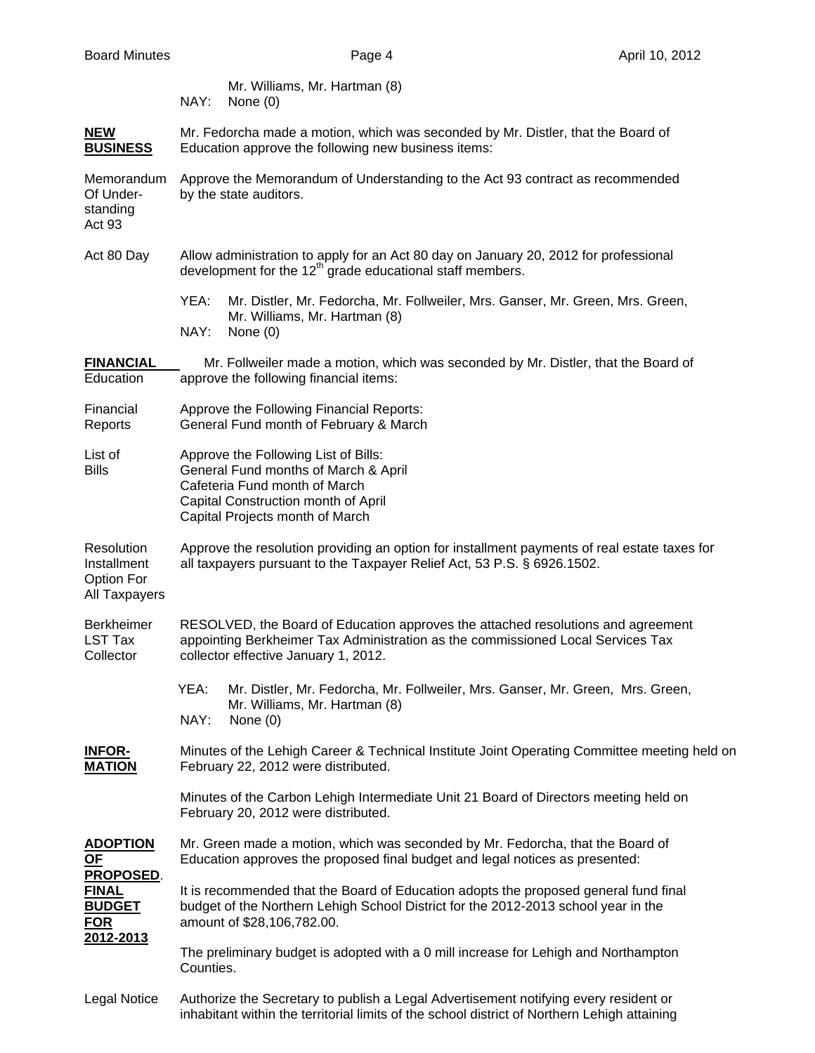Mr. Williams, Mr. Hartman (8)
NAY: None (0)

**NEW BUSINESS**

Mr. Fedorcha made a motion, which was seconded by Mr. Distler, that the Board of Education approve the following new business items:

Memorandum Of Understanding Act 93

Approve the Memorandum of Understanding to the Act 93 contract as recommended by the state auditors.

Act 80 Day

Allow administration to apply for an Act 80 day on January 20, 2012 for professional development for the 12th grade educational staff members.

YEA: Mr. Distler, Mr. Fedorcha, Mr. Follweiler, Mrs. Ganser, Mr. Green, Mrs. Green, Mr. Williams, Mr. Hartman (8)
NAY: None (0)

**FINANCIAL** Education

Mr. Follweiler made a motion, which was seconded by Mr. Distler, that the Board of Education approve the following financial items:

Financial Reports

Approve the Following Financial Reports:
General Fund month of February & March

List of Bills

Approve the Following List of Bills:
General Fund months of March & April
Cafeteria Fund month of March
Capital Construction month of April
Capital Projects month of March

Resolution Installment Option For All Taxpayers

Approve the resolution providing an option for installment payments of real estate taxes for all taxpayers pursuant to the Taxpayer Relief Act, 53 P.S. § 6926.1502.

Berkheimer LST Tax Collector

RESOLVED, the Board of Education approves the attached resolutions and agreement appointing Berkheimer Tax Administration as the commissioned Local Services Tax collector effective January 1, 2012.

YEA: Mr. Distler, Mr. Fedorcha, Mr. Follweiler, Mrs. Ganser, Mr. Green, Mrs. Green, Mr. Williams, Mr. Hartman (8)
NAY: None (0)

**INFOR-MATION**

Minutes of the Lehigh Career & Technical Institute Joint Operating Committee meeting held on February 22, 2012 were distributed.

Minutes of the Carbon Lehigh Intermediate Unit 21 Board of Directors meeting held on February 20, 2012 were distributed.

**ADOPTION OF PROPOSED. FINAL BUDGET FOR 2012-2013**

Mr. Green made a motion, which was seconded by Mr. Fedorcha, that the Board of Education approves the proposed final budget and legal notices as presented:

It is recommended that the Board of Education adopts the proposed general fund final budget of the Northern Lehigh School District for the 2012-2013 school year in the amount of $28,106,782.00.

The preliminary budget is adopted with a 0 mill increase for Lehigh and Northampton Counties.

Legal Notice

Authorize the Secretary to publish a Legal Advertisement notifying every resident or inhabitant within the territorial limits of the school district of Northern Lehigh attaining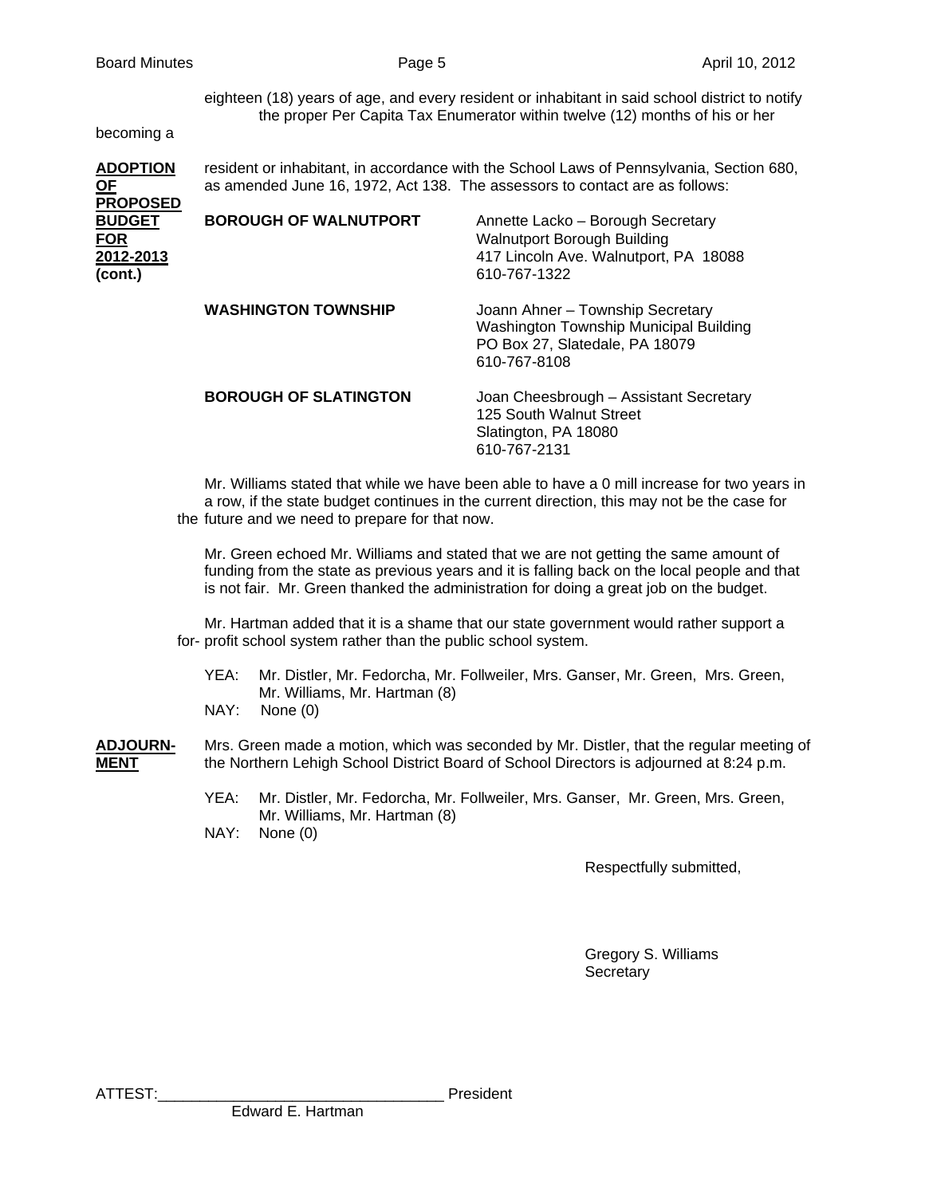eighteen (18) years of age, and every resident or inhabitant in said school district to notify the proper Per Capita Tax Enumerator within twelve (12) months of his or her becoming a resident or inhabitant, in accordance with the School Laws of Pennsylvania, Section 680, as amended June 16, 1972, Act 138. The assessors to contact are as follows:

**ADOPTION OF PROPOSED BUDGET FOR 2012-2013 (cont.)**

| | |
|---|---|
| **BOROUGH OF WALNUTPORT** | Annette Lacko – Borough Secretary<br>Walnutport Borough Building<br>417 Lincoln Ave. Walnutport, PA 18088<br>610-767-1322 |
| **WASHINGTON TOWNSHIP** | Joann Ahner – Township Secretary<br>Washington Township Municipal Building<br>PO Box 27, Slatedale, PA 18079<br>610-767-8108 |
| **BOROUGH OF SLATINGTON** | Joan Cheesbrough – Assistant Secretary<br>125 South Walnut Street<br>Slatington, PA 18080<br>610-767-2131 |

Mr. Williams stated that while we have been able to have a 0 mill increase for two years in a row, if the state budget continues in the current direction, this may not be the case for the future and we need to prepare for that now.

Mr. Green echoed Mr. Williams and stated that we are not getting the same amount of funding from the state as previous years and it is falling back on the local people and that is not fair. Mr. Green thanked the administration for doing a great job on the budget.

Mr. Hartman added that it is a shame that our state government would rather support a for-profit school system rather than the public school system.

YEA: Mr. Distler, Mr. Fedorcha, Mr. Follweiler, Mrs. Ganser, Mr. Green, Mrs. Green, Mr. Williams, Mr. Hartman (8)
NAY: None (0)

**ADJOURNMENT**

Mrs. Green made a motion, which was seconded by Mr. Distler, that the regular meeting of the Northern Lehigh School District Board of School Directors is adjourned at 8:24 p.m.

YEA: Mr. Distler, Mr. Fedorcha, Mr. Follweiler, Mrs. Ganser, Mr. Green, Mrs. Green, Mr. Williams, Mr. Hartman (8)
NAY: None (0)

Respectfully submitted,

Gregory S. Williams
Secretary

ATTEST:_________________________________ President
Edward E. Hartman